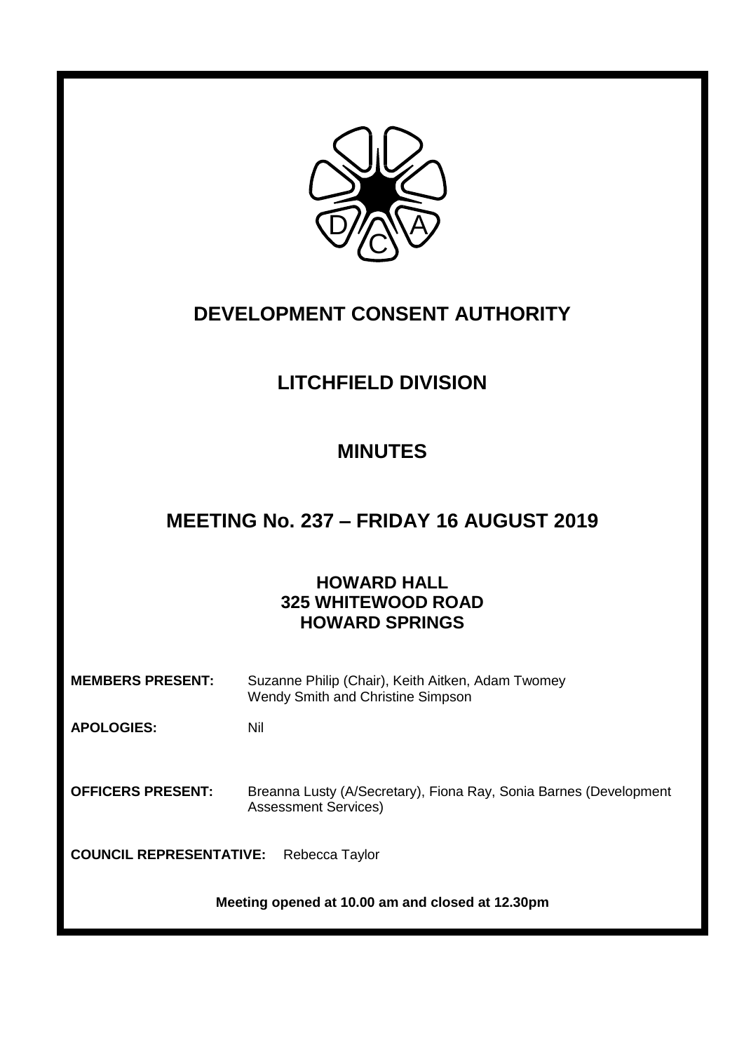# DEVELOPMENT CONSENT AUTHORITY

## LITCHFIELD DIVISION

## MINUTES

## MEETING No. 237 – FRIDAY 16 AUGUST 2019

### HOWARD HALL
### 325 WHITEWOOD ROAD
### HOWARD SPRINGS

**MEMBERS PRESENT:** Suzanne Philip (Chair), Keith Aitken, Adam Twomey Wendy Smith and Christine Simpson

**APOLOGIES:** Nil

**OFFICERS PRESENT:** Breanna Lusty (A/Secretary), Fiona Ray, Sonia Barnes (Development Assessment Services)

**COUNCIL REPRESENTATIVE:** Rebecca Taylor

**Meeting opened at 10.00 am and closed at 12.30pm**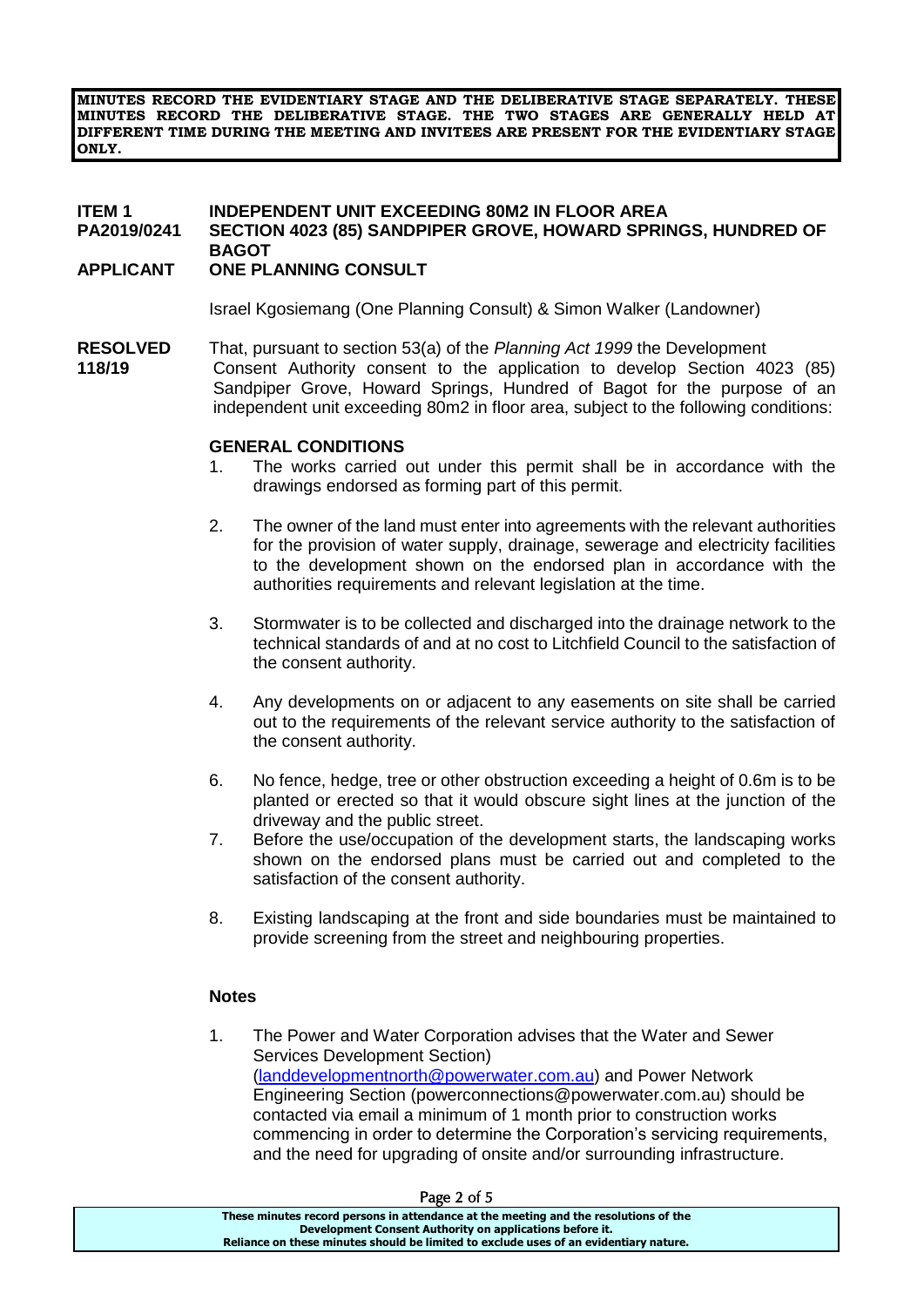**MINUTES RECORD THE EVIDENTIARY STAGE AND THE DELIBERATIVE STAGE SEPARATELY. THESE MINUTES RECORD THE DELIBERATIVE STAGE. THE TWO STAGES ARE GENERALLY HELD AT DIFFERENT TIME DURING THE MEETING AND INVITEES ARE PRESENT FOR THE EVIDENTIARY STAGE ONLY.**

**ITEM 1** **INDEPENDENT UNIT EXCEEDING 80M2 IN FLOOR AREA**
**PA2019/0241** **SECTION 4023 (85) SANDPIPER GROVE, HOWARD SPRINGS, HUNDRED OF BAGOT**
**APPLICANT** **ONE PLANNING CONSULT**

Israel Kgosiemang (One Planning Consult) & Simon Walker (Landowner)

**RESOLVED 118/19** That, pursuant to section 53(a) of the *Planning Act 1999* the Development Consent Authority consent to the application to develop Section 4023 (85) Sandpiper Grove, Howard Springs, Hundred of Bagot for the purpose of an independent unit exceeding 80m2 in floor area, subject to the following conditions:

**GENERAL CONDITIONS**

1. The works carried out under this permit shall be in accordance with the drawings endorsed as forming part of this permit.

2. The owner of the land must enter into agreements with the relevant authorities for the provision of water supply, drainage, sewerage and electricity facilities to the development shown on the endorsed plan in accordance with the authorities requirements and relevant legislation at the time.

3. Stormwater is to be collected and discharged into the drainage network to the technical standards of and at no cost to Litchfield Council to the satisfaction of the consent authority.

4. Any developments on or adjacent to any easements on site shall be carried out to the requirements of the relevant service authority to the satisfaction of the consent authority.

6. No fence, hedge, tree or other obstruction exceeding a height of 0.6m is to be planted or erected so that it would obscure sight lines at the junction of the driveway and the public street.

7. Before the use/occupation of the development starts, the landscaping works shown on the endorsed plans must be carried out and completed to the satisfaction of the consent authority.

8. Existing landscaping at the front and side boundaries must be maintained to provide screening from the street and neighbouring properties.

**Notes**

1. The Power and Water Corporation advises that the Water and Sewer Services Development Section) (landdevelopmentnorth@powerwater.com.au) and Power Network Engineering Section (powerconnections@powerwater.com.au) should be contacted via email a minimum of 1 month prior to construction works commencing in order to determine the Corporation's servicing requirements, and the need for upgrading of onsite and/or surrounding infrastructure.

**These minutes record persons in attendance at the meeting and the resolutions of the Development Consent Authority on applications before it. Reliance on these minutes should be limited to exclude uses of an evidentiary nature.**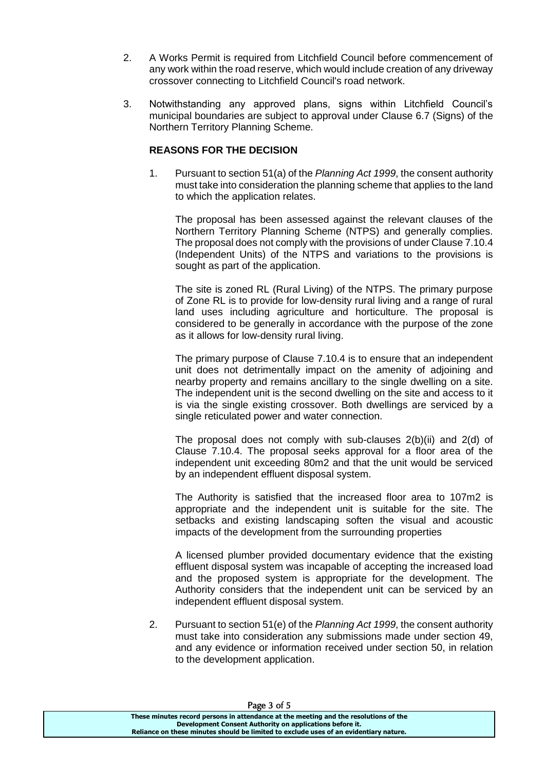2. A Works Permit is required from Litchfield Council before commencement of any work within the road reserve, which would include creation of any driveway crossover connecting to Litchfield Council's road network.

3. Notwithstanding any approved plans, signs within Litchfield Council's municipal boundaries are subject to approval under Clause 6.7 (Signs) of the Northern Territory Planning Scheme.

**REASONS FOR THE DECISION**

1. Pursuant to section 51(a) of the *Planning Act 1999*, the consent authority must take into consideration the planning scheme that applies to the land to which the application relates.

   The proposal has been assessed against the relevant clauses of the Northern Territory Planning Scheme (NTPS) and generally complies. The proposal does not comply with the provisions of under Clause 7.10.4 (Independent Units) of the NTPS and variations to the provisions is sought as part of the application.

   The site is zoned RL (Rural Living) of the NTPS. The primary purpose of Zone RL is to provide for low-density rural living and a range of rural land uses including agriculture and horticulture. The proposal is considered to be generally in accordance with the purpose of the zone as it allows for low-density rural living.

   The primary purpose of Clause 7.10.4 is to ensure that an independent unit does not detrimentally impact on the amenity of adjoining and nearby property and remains ancillary to the single dwelling on a site. The independent unit is the second dwelling on the site and access to it is via the single existing crossover. Both dwellings are serviced by a single reticulated power and water connection.

   The proposal does not comply with sub-clauses 2(b)(ii) and 2(d) of Clause 7.10.4. The proposal seeks approval for a floor area of the independent unit exceeding 80m2 and that the unit would be serviced by an independent effluent disposal system.

   The Authority is satisfied that the increased floor area to 107m2 is appropriate and the independent unit is suitable for the site. The setbacks and existing landscaping soften the visual and acoustic impacts of the development from the surrounding properties

   A licensed plumber provided documentary evidence that the existing effluent disposal system was incapable of accepting the increased load and the proposed system is appropriate for the development. The Authority considers that the independent unit can be serviced by an independent effluent disposal system.

2. Pursuant to section 51(e) of the *Planning Act 1999*, the consent authority must take into consideration any submissions made under section 49, and any evidence or information received under section 50, in relation to the development application.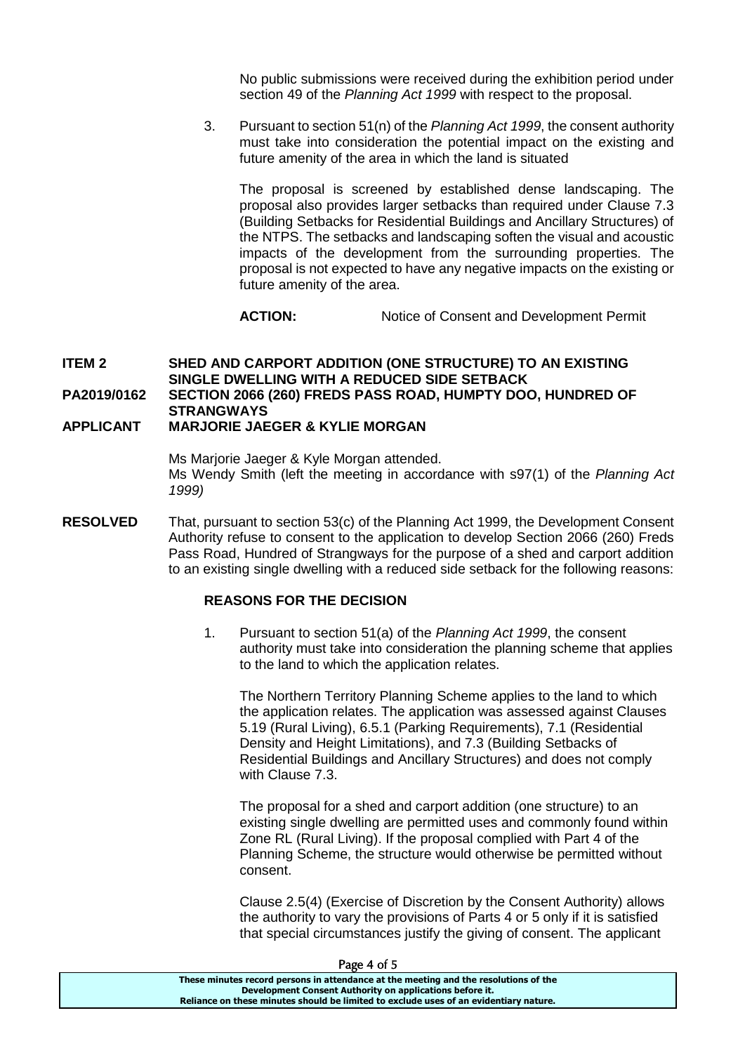No public submissions were received during the exhibition period under section 49 of the *Planning Act 1999* with respect to the proposal.

3. Pursuant to section 51(n) of the *Planning Act 1999*, the consent authority must take into consideration the potential impact on the existing and future amenity of the area in which the land is situated

   The proposal is screened by established dense landscaping. The proposal also provides larger setbacks than required under Clause 7.3 (Building Setbacks for Residential Buildings and Ancillary Structures) of the NTPS. The setbacks and landscaping soften the visual and acoustic impacts of the development from the surrounding properties. The proposal is not expected to have any negative impacts on the existing or future amenity of the area.

   **ACTION:** Notice of Consent and Development Permit

**ITEM 2 SHED AND CARPORT ADDITION (ONE STRUCTURE) TO AN EXISTING SINGLE DWELLING WITH A REDUCED SIDE SETBACK**
**PA2019/0162 SECTION 2066 (260) FREDS PASS ROAD, HUMPTY DOO, HUNDRED OF STRANGWAYS**
**APPLICANT MARJORIE JAEGER & KYLIE MORGAN**

Ms Marjorie Jaeger & Kyle Morgan attended.
Ms Wendy Smith (left the meeting in accordance with s97(1) of the *Planning Act 1999)*

**RESOLVED** That, pursuant to section 53(c) of the Planning Act 1999, the Development Consent Authority refuse to consent to the application to develop Section 2066 (260) Freds Pass Road, Hundred of Strangways for the purpose of a shed and carport addition to an existing single dwelling with a reduced side setback for the following reasons:

**REASONS FOR THE DECISION**

1. Pursuant to section 51(a) of the *Planning Act 1999*, the consent authority must take into consideration the planning scheme that applies to the land to which the application relates.

   The Northern Territory Planning Scheme applies to the land to which the application relates. The application was assessed against Clauses 5.19 (Rural Living), 6.5.1 (Parking Requirements), 7.1 (Residential Density and Height Limitations), and 7.3 (Building Setbacks of Residential Buildings and Ancillary Structures) and does not comply with Clause 7.3.

   The proposal for a shed and carport addition (one structure) to an existing single dwelling are permitted uses and commonly found within Zone RL (Rural Living). If the proposal complied with Part 4 of the Planning Scheme, the structure would otherwise be permitted without consent.

   Clause 2.5(4) (Exercise of Discretion by the Consent Authority) allows the authority to vary the provisions of Parts 4 or 5 only if it is satisfied that special circumstances justify the giving of consent. The applicant

These minutes record persons in attendance at the meeting and the resolutions of the Development Consent Authority on applications before it.
Reliance on these minutes should be limited to exclude uses of an evidentiary nature.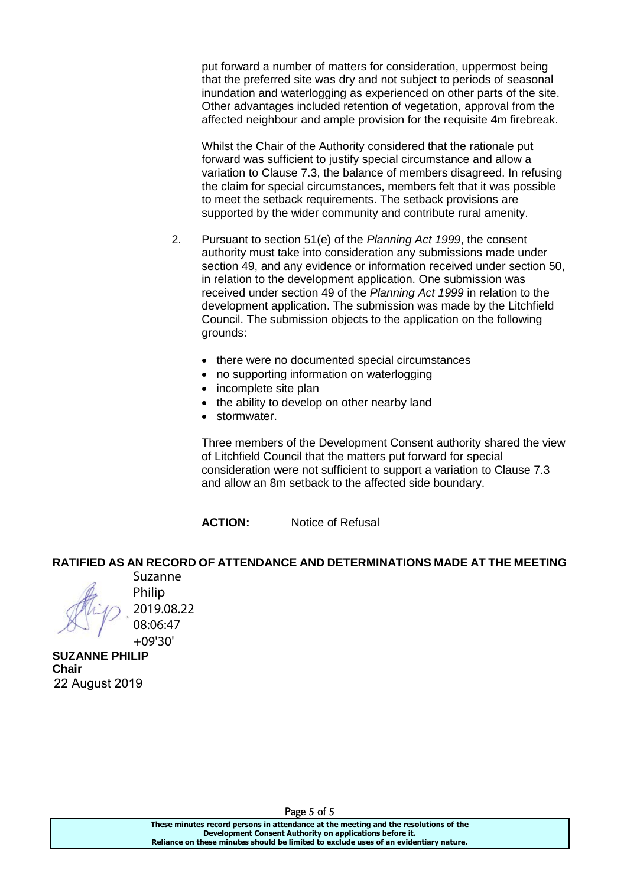put forward a number of matters for consideration, uppermost being that the preferred site was dry and not subject to periods of seasonal inundation and waterlogging as experienced on other parts of the site. Other advantages included retention of vegetation, approval from the affected neighbour and ample provision for the requisite 4m firebreak.

Whilst the Chair of the Authority considered that the rationale put forward was sufficient to justify special circumstance and allow a variation to Clause 7.3, the balance of members disagreed. In refusing the claim for special circumstances, members felt that it was possible to meet the setback requirements. The setback provisions are supported by the wider community and contribute rural amenity.

2. Pursuant to section 51(e) of the *Planning Act 1999*, the consent authority must take into consideration any submissions made under section 49, and any evidence or information received under section 50, in relation to the development application. One submission was received under section 49 of the *Planning Act 1999* in relation to the development application. The submission was made by the Litchfield Council. The submission objects to the application on the following grounds:

   - there were no documented special circumstances
   - no supporting information on waterlogging
   - incomplete site plan
   - the ability to develop on other nearby land
   - stormwater.

   Three members of the Development Consent authority shared the view of Litchfield Council that the matters put forward for special consideration were not sufficient to support a variation to Clause 7.3 and allow an 8m setback to the affected side boundary.

**ACTION:** Notice of Refusal

**RATIFIED AS AN RECORD OF ATTENDANCE AND DETERMINATIONS MADE AT THE MEETING**

Suzanne Philip
2019.08.22
08:06:47
+09'30'

**SUZANNE PHILIP**
**Chair**
22 August 2019

**These minutes record persons in attendance at the meeting and the resolutions of the Development Consent Authority on applications before it.**
**Reliance on these minutes should be limited to exclude uses of an evidentiary nature.**